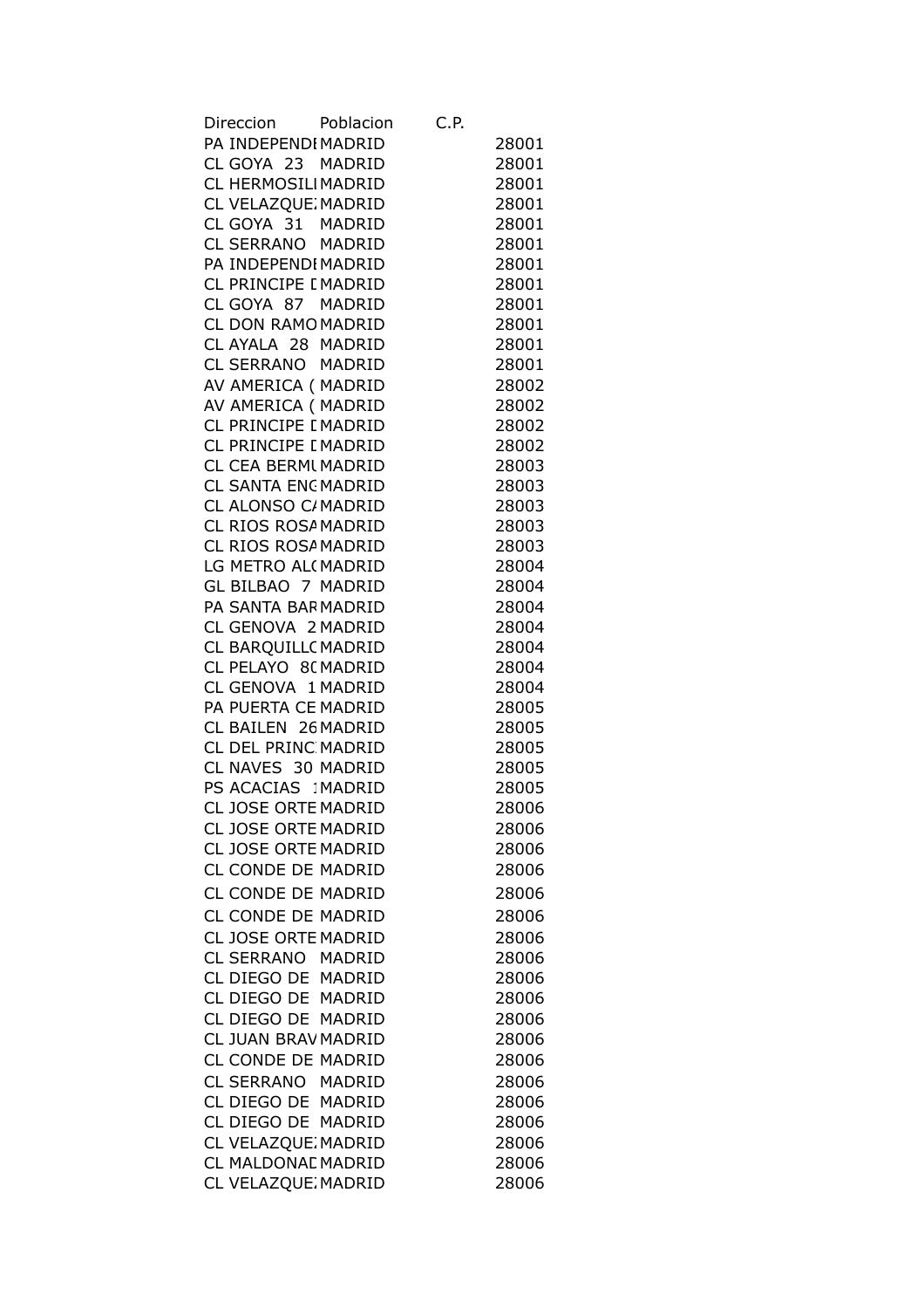| Direccion | Poblacion | C.P. |
|---|---|---|
| PA INDEPENDI | MADRID | 28001 |
| CL GOYA 23 | MADRID | 28001 |
| CL HERMOSILI | MADRID | 28001 |
| CL VELAZQUE: | MADRID | 28001 |
| CL GOYA 31 | MADRID | 28001 |
| CL SERRANO | MADRID | 28001 |
| PA INDEPENDI | MADRID | 28001 |
| CL PRINCIPE [ | MADRID | 28001 |
| CL GOYA 87 | MADRID | 28001 |
| CL DON RAMO | MADRID | 28001 |
| CL AYALA 28 | MADRID | 28001 |
| CL SERRANO | MADRID | 28001 |
| AV AMERICA ( | MADRID | 28002 |
| AV AMERICA ( | MADRID | 28002 |
| CL PRINCIPE [ | MADRID | 28002 |
| CL PRINCIPE [ | MADRID | 28002 |
| CL CEA BERMU | MADRID | 28003 |
| CL SANTA ENG | MADRID | 28003 |
| CL ALONSO C/ | MADRID | 28003 |
| CL RIOS ROSA | MADRID | 28003 |
| CL RIOS ROSA | MADRID | 28003 |
| LG METRO AL( | MADRID | 28004 |
| GL BILBAO 7 | MADRID | 28004 |
| PA SANTA BAR | MADRID | 28004 |
| CL GENOVA 2 | MADRID | 28004 |
| CL BARQUILL( | MADRID | 28004 |
| CL PELAYO 8( | MADRID | 28004 |
| CL GENOVA 1 | MADRID | 28004 |
| PA PUERTA CE | MADRID | 28005 |
| CL BAILEN 26 | MADRID | 28005 |
| CL DEL PRINC: | MADRID | 28005 |
| CL NAVES 30 | MADRID | 28005 |
| PS ACACIAS 1 | MADRID | 28005 |
| CL JOSE ORTE | MADRID | 28006 |
| CL JOSE ORTE | MADRID | 28006 |
| CL JOSE ORTE | MADRID | 28006 |
| CL CONDE DE | MADRID | 28006 |
| CL CONDE DE | MADRID | 28006 |
| CL CONDE DE | MADRID | 28006 |
| CL JOSE ORTE | MADRID | 28006 |
| CL SERRANO | MADRID | 28006 |
| CL DIEGO DE | MADRID | 28006 |
| CL DIEGO DE | MADRID | 28006 |
| CL DIEGO DE | MADRID | 28006 |
| CL JUAN BRAV | MADRID | 28006 |
| CL CONDE DE | MADRID | 28006 |
| CL SERRANO | MADRID | 28006 |
| CL DIEGO DE | MADRID | 28006 |
| CL DIEGO DE | MADRID | 28006 |
| CL VELAZQUE: | MADRID | 28006 |
| CL MALDONAD | MADRID | 28006 |
| CL VELAZQUE: | MADRID | 28006 |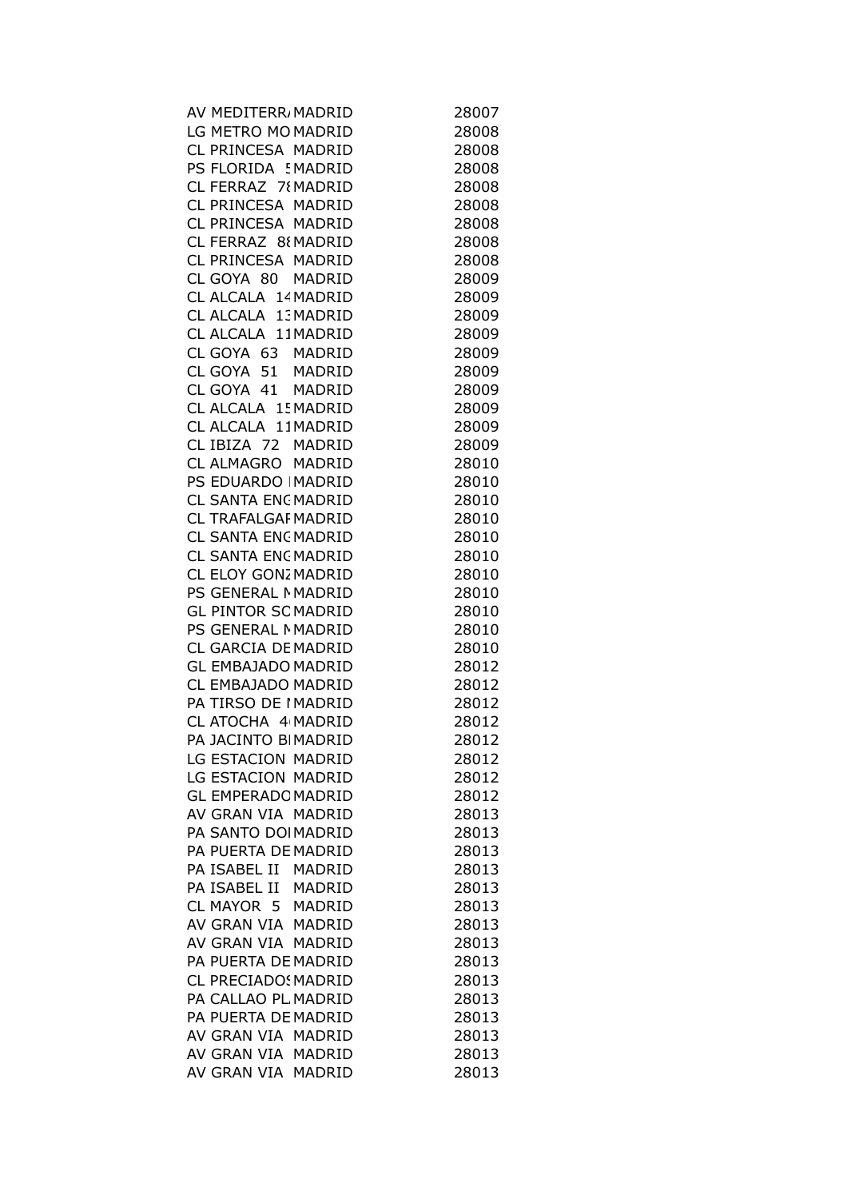| | | |
|---|---|---|
| AV MEDITERR | MADRID | 28007 |
| LG METRO MO | MADRID | 28008 |
| CL PRINCESA | MADRID | 28008 |
| PS FLORIDA 5 | MADRID | 28008 |
| CL FERRAZ 78 | MADRID | 28008 |
| CL PRINCESA | MADRID | 28008 |
| CL PRINCESA | MADRID | 28008 |
| CL FERRAZ 88 | MADRID | 28008 |
| CL PRINCESA | MADRID | 28008 |
| CL GOYA 80 | MADRID | 28009 |
| CL ALCALA 14 | MADRID | 28009 |
| CL ALCALA 13 | MADRID | 28009 |
| CL ALCALA 11 | MADRID | 28009 |
| CL GOYA 63 | MADRID | 28009 |
| CL GOYA 51 | MADRID | 28009 |
| CL GOYA 41 | MADRID | 28009 |
| CL ALCALA 15 | MADRID | 28009 |
| CL ALCALA 11 | MADRID | 28009 |
| CL IBIZA 72 | MADRID | 28009 |
| CL ALMAGRO | MADRID | 28010 |
| PS EDUARDO | MADRID | 28010 |
| CL SANTA ENG | MADRID | 28010 |
| CL TRAFALGAR | MADRID | 28010 |
| CL SANTA ENG | MADRID | 28010 |
| CL SANTA ENG | MADRID | 28010 |
| CL ELOY GONZ | MADRID | 28010 |
| PS GENERAL M | MADRID | 28010 |
| GL PINTOR SC | MADRID | 28010 |
| PS GENERAL M | MADRID | 28010 |
| CL GARCIA DE | MADRID | 28010 |
| GL EMBAJADO | MADRID | 28012 |
| CL EMBAJADO | MADRID | 28012 |
| PA TIRSO DE | MADRID | 28012 |
| CL ATOCHA 4 | MADRID | 28012 |
| PA JACINTO B | MADRID | 28012 |
| LG ESTACION | MADRID | 28012 |
| LG ESTACION | MADRID | 28012 |
| GL EMPERADO | MADRID | 28012 |
| AV GRAN VIA | MADRID | 28013 |
| PA SANTO DO | MADRID | 28013 |
| PA PUERTA DE | MADRID | 28013 |
| PA ISABEL II | MADRID | 28013 |
| PA ISABEL II | MADRID | 28013 |
| CL MAYOR 5 | MADRID | 28013 |
| AV GRAN VIA | MADRID | 28013 |
| AV GRAN VIA | MADRID | 28013 |
| PA PUERTA DE | MADRID | 28013 |
| CL PRECIADOS | MADRID | 28013 |
| PA CALLAO PL | MADRID | 28013 |
| PA PUERTA DE | MADRID | 28013 |
| AV GRAN VIA | MADRID | 28013 |
| AV GRAN VIA | MADRID | 28013 |
| AV GRAN VIA | MADRID | 28013 |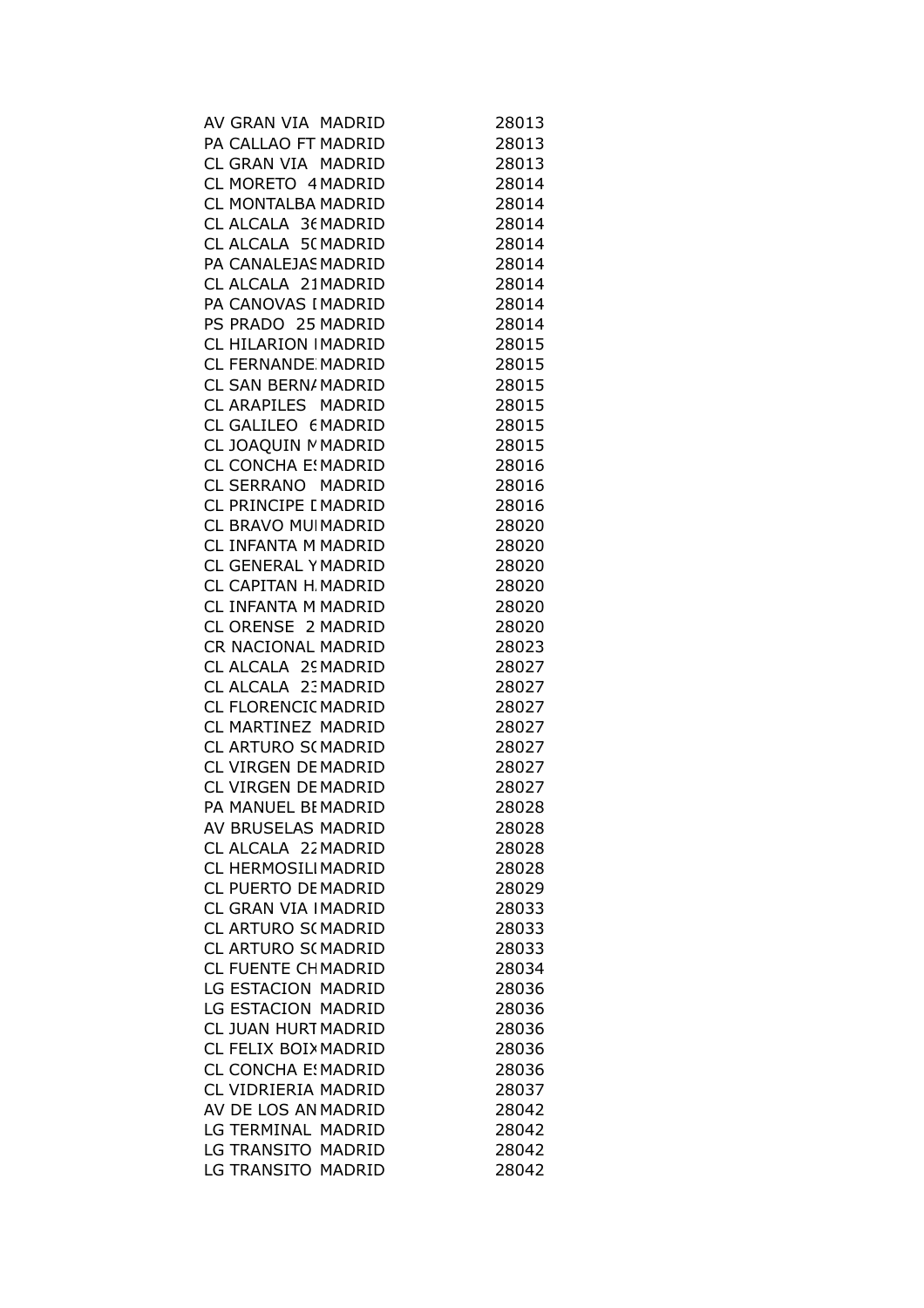| | | |
|---|---|---|
| AV GRAN VIA | MADRID | 28013 |
| PA CALLAO FT | MADRID | 28013 |
| CL GRAN VIA | MADRID | 28013 |
| CL MORETO 4 | MADRID | 28014 |
| CL MONTALBA | MADRID | 28014 |
| CL ALCALA 36 | MADRID | 28014 |
| CL ALCALA 50 | MADRID | 28014 |
| PA CANALEJAS | MADRID | 28014 |
| CL ALCALA 21 | MADRID | 28014 |
| PA CANOVAS I | MADRID | 28014 |
| PS PRADO 25 | MADRID | 28014 |
| CL HILARION I | MADRID | 28015 |
| CL FERNANDE | MADRID | 28015 |
| CL SAN BERNA | MADRID | 28015 |
| CL ARAPILES | MADRID | 28015 |
| CL GALILEO 6 | MADRID | 28015 |
| CL JOAQUIN M | MADRID | 28015 |
| CL CONCHA ES | MADRID | 28016 |
| CL SERRANO | MADRID | 28016 |
| CL PRINCIPE I | MADRID | 28016 |
| CL BRAVO MU | MADRID | 28020 |
| CL INFANTA M | MADRID | 28020 |
| CL GENERAL Y | MADRID | 28020 |
| CL CAPITAN H. | MADRID | 28020 |
| CL INFANTA M | MADRID | 28020 |
| CL ORENSE 2 | MADRID | 28020 |
| CR NACIONAL | MADRID | 28023 |
| CL ALCALA 29 | MADRID | 28027 |
| CL ALCALA 23 | MADRID | 28027 |
| CL FLORENCIO | MADRID | 28027 |
| CL MARTINEZ | MADRID | 28027 |
| CL ARTURO SO | MADRID | 28027 |
| CL VIRGEN DE | MADRID | 28027 |
| CL VIRGEN DE | MADRID | 28027 |
| PA MANUEL BE | MADRID | 28028 |
| AV BRUSELAS | MADRID | 28028 |
| CL ALCALA 22 | MADRID | 28028 |
| CL HERMOSILL | MADRID | 28028 |
| CL PUERTO DE | MADRID | 28029 |
| CL GRAN VIA I | MADRID | 28033 |
| CL ARTURO SO | MADRID | 28033 |
| CL ARTURO SO | MADRID | 28033 |
| CL FUENTE CH | MADRID | 28034 |
| LG ESTACION | MADRID | 28036 |
| LG ESTACION | MADRID | 28036 |
| CL JUAN HURT | MADRID | 28036 |
| CL FELIX BOIX | MADRID | 28036 |
| CL CONCHA ES | MADRID | 28036 |
| CL VIDRIERIA | MADRID | 28037 |
| AV DE LOS AN | MADRID | 28042 |
| LG TERMINAL | MADRID | 28042 |
| LG TRANSITO | MADRID | 28042 |
| LG TRANSITO | MADRID | 28042 |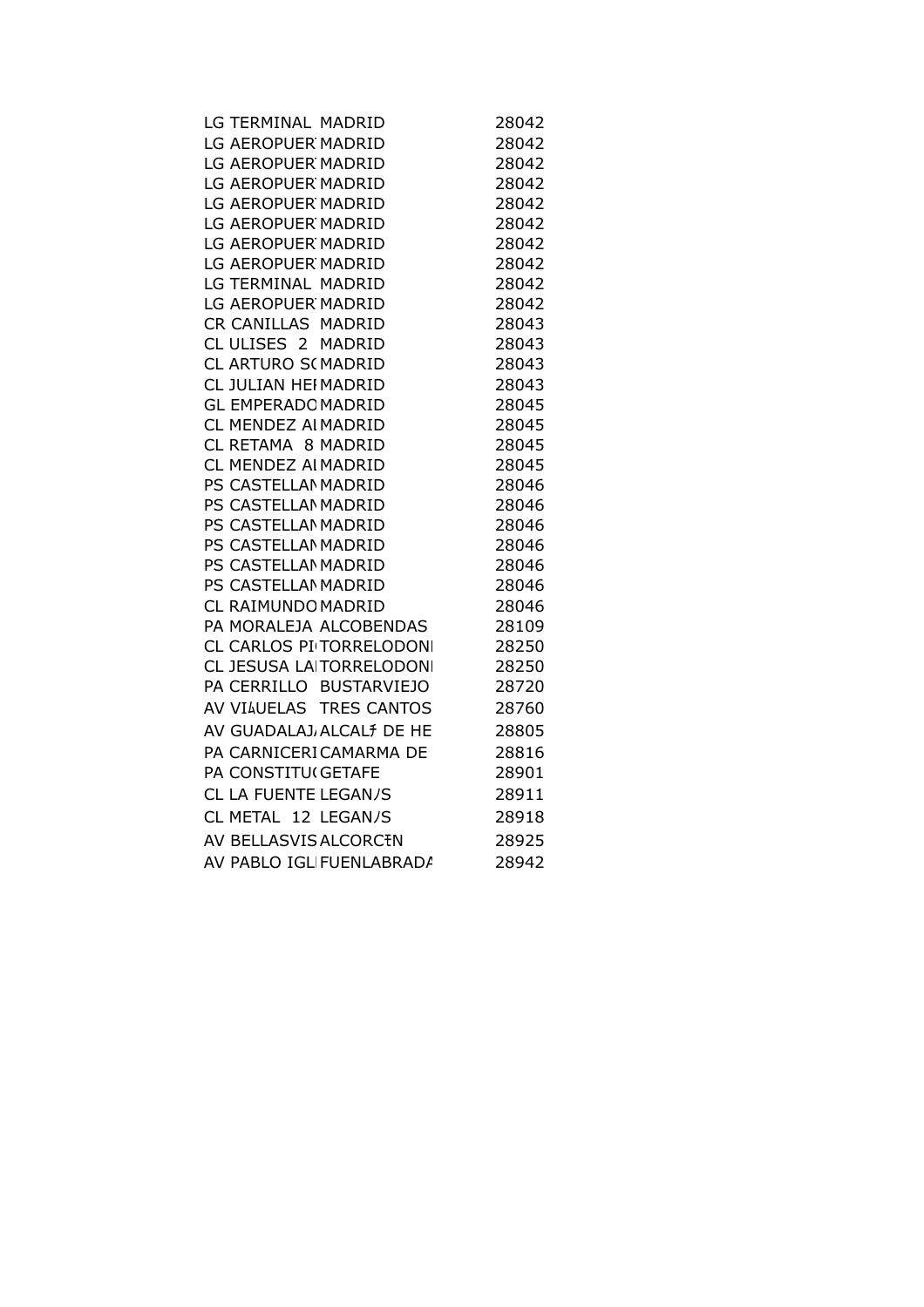| | | |
|---|---|---|
| LG TERMINAL | MADRID | 28042 |
| LG AEROPUER | MADRID | 28042 |
| LG AEROPUER | MADRID | 28042 |
| LG AEROPUER | MADRID | 28042 |
| LG AEROPUER | MADRID | 28042 |
| LG AEROPUER | MADRID | 28042 |
| LG AEROPUER | MADRID | 28042 |
| LG AEROPUER | MADRID | 28042 |
| LG TERMINAL | MADRID | 28042 |
| LG AEROPUER | MADRID | 28042 |
| CR CANILLAS | MADRID | 28043 |
| CL ULISES 2 | MADRID | 28043 |
| CL ARTURO S( | MADRID | 28043 |
| CL JULIAN HEI | MADRID | 28043 |
| GL EMPERADO | MADRID | 28045 |
| CL MENDEZ AI | MADRID | 28045 |
| CL RETAMA 8 | MADRID | 28045 |
| CL MENDEZ AI | MADRID | 28045 |
| PS CASTELLAN | MADRID | 28046 |
| PS CASTELLAN | MADRID | 28046 |
| PS CASTELLAN | MADRID | 28046 |
| PS CASTELLAN | MADRID | 28046 |
| PS CASTELLAN | MADRID | 28046 |
| PS CASTELLAN | MADRID | 28046 |
| CL RAIMUNDO | MADRID | 28046 |
| PA MORALEJA | ALCOBENDAS | 28109 |
| CL CARLOS PI | TORRELODONI | 28250 |
| CL JESUSA LA | TORRELODONI | 28250 |
| PA CERRILLO | BUSTARVIEJO | 28720 |
| AV VIÀUELAS | TRES CANTOS | 28760 |
| AV GUADALAJ | ALCALƒ DE HE | 28805 |
| PA CARNICERI | CAMARMA DE | 28816 |
| PA CONSTITU( | GETAFE | 28901 |
| CL LA FUENTE | LEGAN/S | 28911 |
| CL METAL 12 | LEGAN/S | 28918 |
| AV BELLASVIS | ALCORCŦN | 28925 |
| AV PABLO IGLI | FUENLABRADA | 28942 |